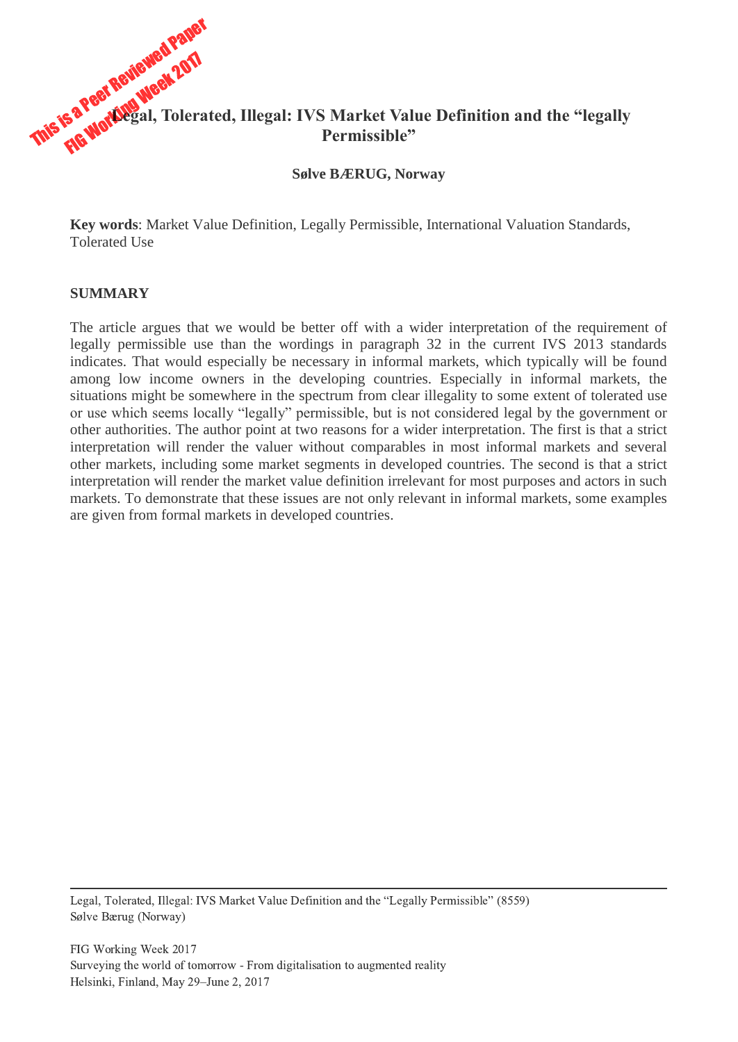# Legal, Tolerated, Illegal: IVS Market Value Definition and the "legally Permissible"

**Sølve BÆRUG, Norway**

**Key words**: Market Value Definition, Legally Permissible, International Valuation Standards, Tolerated Use

## SUMMARY

The article argues that we would be better off with a wider interpretation of the requirement of legally permissible use than the wordings in paragraph 32 in the current IVS 2013 standards indicates. That would especially be necessary in informal markets, which typically will be found among low income owners in the developing countries. Especially in informal markets, the situations might be somewhere in the spectrum from clear illegality to some extent of tolerated use or use which seems locally "legally" permissible, but is not considered legal by the government or other authorities. The author point at two reasons for a wider interpretation. The first is that a strict interpretation will render the valuer without comparables in most informal markets and several other markets, including some market segments in developed countries. The second is that a strict interpretation will render the market value definition irrelevant for most purposes and actors in such markets. To demonstrate that these issues are not only relevant in informal markets, some examples are given from formal markets in developed countries.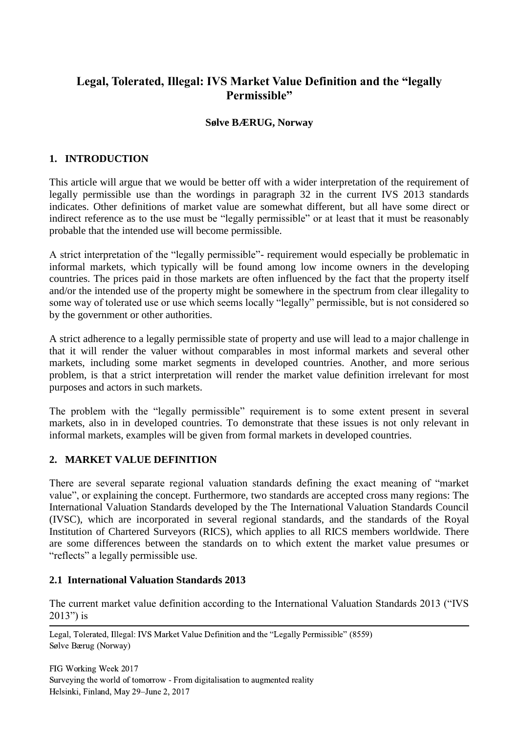# Legal, Tolerated, Illegal: IVS Market Value Definition and the "legally Permissible"

**Sølve BÆRUG, Norway**

## 1. INTRODUCTION

This article will argue that we would be better off with a wider interpretation of the requirement of legally permissible use than the wordings in paragraph 32 in the current IVS 2013 standards indicates. Other definitions of market value are somewhat different, but all have some direct or indirect reference as to the use must be "legally permissible" or at least that it must be reasonably probable that the intended use will become permissible.

A strict interpretation of the "legally permissible"- requirement would especially be problematic in informal markets, which typically will be found among low income owners in the developing countries. The prices paid in those markets are often influenced by the fact that the property itself and/or the intended use of the property might be somewhere in the spectrum from clear illegality to some way of tolerated use or use which seems locally "legally" permissible, but is not considered so by the government or other authorities.

A strict adherence to a legally permissible state of property and use will lead to a major challenge in that it will render the valuer without comparables in most informal markets and several other markets, including some market segments in developed countries. Another, and more serious problem, is that a strict interpretation will render the market value definition irrelevant for most purposes and actors in such markets.

The problem with the "legally permissible" requirement is to some extent present in several markets, also in in developed countries. To demonstrate that these issues is not only relevant in informal markets, examples will be given from formal markets in developed countries.

## 2. MARKET VALUE DEFINITION

There are several separate regional valuation standards defining the exact meaning of "market value", or explaining the concept. Furthermore, two standards are accepted cross many regions: The International Valuation Standards developed by the The International Valuation Standards Council (IVSC), which are incorporated in several regional standards, and the standards of the Royal Institution of Chartered Surveyors (RICS), which applies to all RICS members worldwide. There are some differences between the standards on to which extent the market value presumes or "reflects" a legally permissible use.

### 2.1 International Valuation Standards 2013

The current market value definition according to the International Valuation Standards 2013 ("IVS 2013") is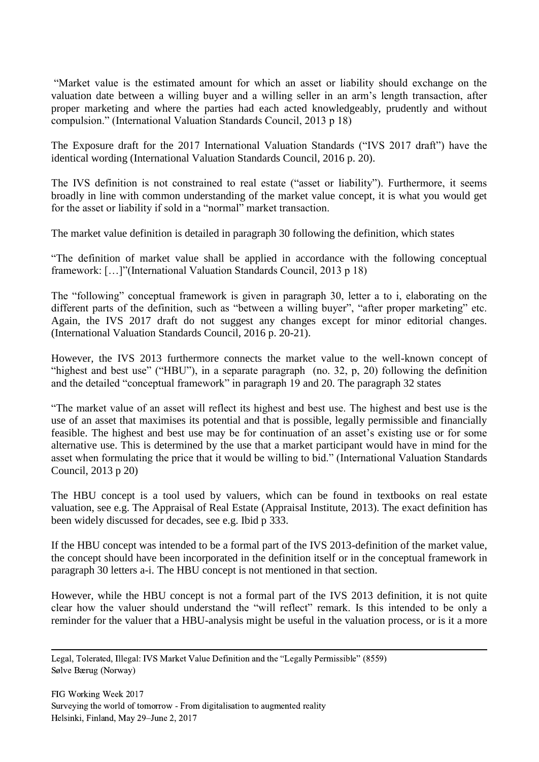"Market value is the estimated amount for which an asset or liability should exchange on the valuation date between a willing buyer and a willing seller in an arm's length transaction, after proper marketing and where the parties had each acted knowledgeably, prudently and without compulsion." (International Valuation Standards Council, 2013 p 18)

The Exposure draft for the 2017 International Valuation Standards ("IVS 2017 draft") have the identical wording (International Valuation Standards Council, 2016 p. 20).

The IVS definition is not constrained to real estate ("asset or liability"). Furthermore, it seems broadly in line with common understanding of the market value concept, it is what you would get for the asset or liability if sold in a "normal" market transaction.

The market value definition is detailed in paragraph 30 following the definition, which states

"The definition of market value shall be applied in accordance with the following conceptual framework: […]"(International Valuation Standards Council, 2013 p 18)

The "following" conceptual framework is given in paragraph 30, letter a to i, elaborating on the different parts of the definition, such as "between a willing buyer", "after proper marketing" etc. Again, the IVS 2017 draft do not suggest any changes except for minor editorial changes. (International Valuation Standards Council, 2016 p. 20-21).

However, the IVS 2013 furthermore connects the market value to the well-known concept of "highest and best use" ("HBU"), in a separate paragraph (no. 32, p, 20) following the definition and the detailed "conceptual framework" in paragraph 19 and 20. The paragraph 32 states

"The market value of an asset will reflect its highest and best use. The highest and best use is the use of an asset that maximises its potential and that is possible, legally permissible and financially feasible. The highest and best use may be for continuation of an asset's existing use or for some alternative use. This is determined by the use that a market participant would have in mind for the asset when formulating the price that it would be willing to bid." (International Valuation Standards Council, 2013 p 20)

The HBU concept is a tool used by valuers, which can be found in textbooks on real estate valuation, see e.g. The Appraisal of Real Estate (Appraisal Institute, 2013). The exact definition has been widely discussed for decades, see e.g. Ibid p 333.

If the HBU concept was intended to be a formal part of the IVS 2013-definition of the market value, the concept should have been incorporated in the definition itself or in the conceptual framework in paragraph 30 letters a-i. The HBU concept is not mentioned in that section.

However, while the HBU concept is not a formal part of the IVS 2013 definition, it is not quite clear how the valuer should understand the "will reflect" remark. Is this intended to be only a reminder for the valuer that a HBU-analysis might be useful in the valuation process, or is it a more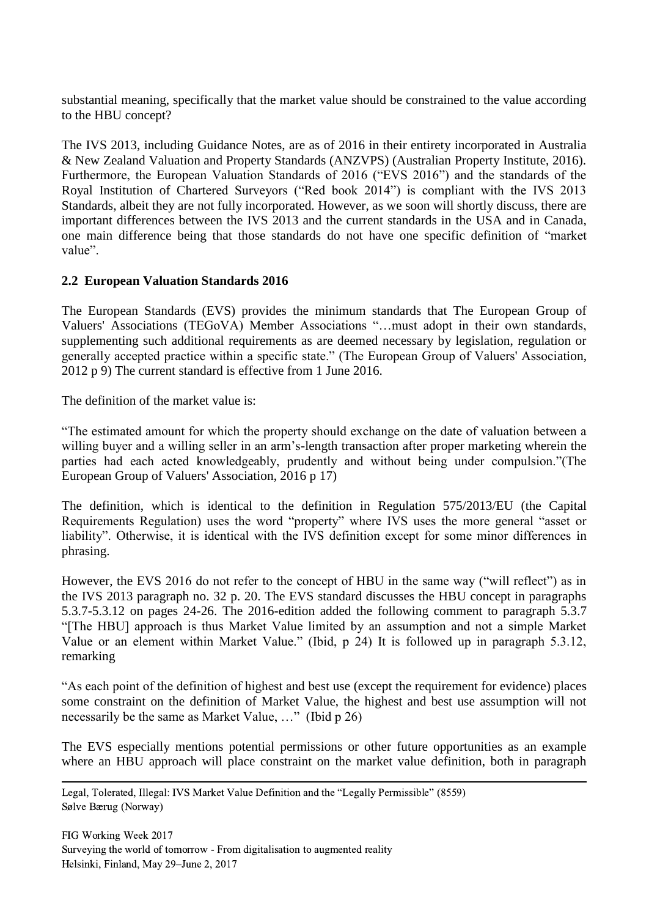substantial meaning, specifically that the market value should be constrained to the value according to the HBU concept?

The IVS 2013, including Guidance Notes, are as of 2016 in their entirety incorporated in Australia & New Zealand Valuation and Property Standards (ANZVPS) (Australian Property Institute, 2016). Furthermore, the European Valuation Standards of 2016 ("EVS 2016") and the standards of the Royal Institution of Chartered Surveyors ("Red book 2014") is compliant with the IVS 2013 Standards, albeit they are not fully incorporated. However, as we soon will shortly discuss, there are important differences between the IVS 2013 and the current standards in the USA and in Canada, one main difference being that those standards do not have one specific definition of "market value".

## 2.2 European Valuation Standards 2016

The European Standards (EVS) provides the minimum standards that The European Group of Valuers' Associations (TEGoVA) Member Associations "…must adopt in their own standards, supplementing such additional requirements as are deemed necessary by legislation, regulation or generally accepted practice within a specific state." (The European Group of Valuers' Association, 2012 p 9) The current standard is effective from 1 June 2016.

The definition of the market value is:

"The estimated amount for which the property should exchange on the date of valuation between a willing buyer and a willing seller in an arm's-length transaction after proper marketing wherein the parties had each acted knowledgeably, prudently and without being under compulsion."(The European Group of Valuers' Association, 2016 p 17)

The definition, which is identical to the definition in Regulation 575/2013/EU (the Capital Requirements Regulation) uses the word "property" where IVS uses the more general "asset or liability". Otherwise, it is identical with the IVS definition except for some minor differences in phrasing.

However, the EVS 2016 do not refer to the concept of HBU in the same way ("will reflect") as in the IVS 2013 paragraph no. 32 p. 20. The EVS standard discusses the HBU concept in paragraphs 5.3.7-5.3.12 on pages 24-26. The 2016-edition added the following comment to paragraph 5.3.7 "[The HBU] approach is thus Market Value limited by an assumption and not a simple Market Value or an element within Market Value." (Ibid, p 24) It is followed up in paragraph 5.3.12, remarking

"As each point of the definition of highest and best use (except the requirement for evidence) places some constraint on the definition of Market Value, the highest and best use assumption will not necessarily be the same as Market Value, …" (Ibid p 26)

The EVS especially mentions potential permissions or other future opportunities as an example where an HBU approach will place constraint on the market value definition, both in paragraph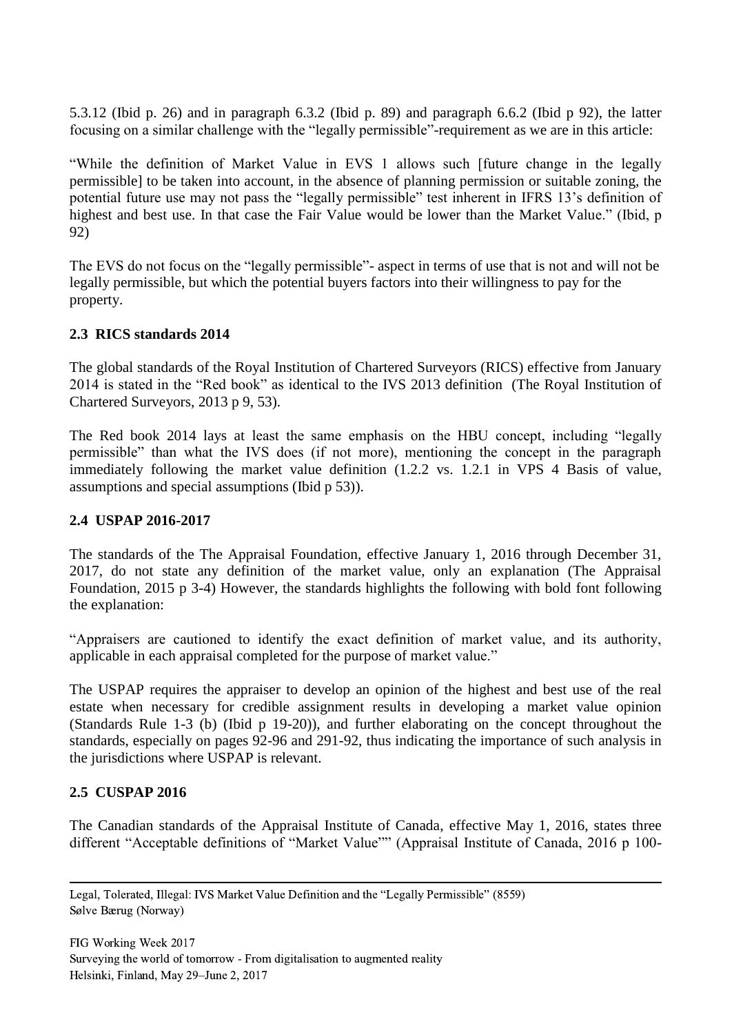5.3.12 (Ibid p. 26) and in paragraph 6.3.2 (Ibid p. 89) and paragraph 6.6.2 (Ibid p 92), the latter focusing on a similar challenge with the "legally permissible"-requirement as we are in this article:

"While the definition of Market Value in EVS 1 allows such [future change in the legally permissible] to be taken into account, in the absence of planning permission or suitable zoning, the potential future use may not pass the "legally permissible" test inherent in IFRS 13's definition of highest and best use. In that case the Fair Value would be lower than the Market Value." (Ibid, p 92)

The EVS do not focus on the "legally permissible"- aspect in terms of use that is not and will not be legally permissible, but which the potential buyers factors into their willingness to pay for the property.

### 2.3 RICS standards 2014

The global standards of the Royal Institution of Chartered Surveyors (RICS) effective from January 2014 is stated in the "Red book" as identical to the IVS 2013 definition (The Royal Institution of Chartered Surveyors, 2013 p 9, 53).

The Red book 2014 lays at least the same emphasis on the HBU concept, including "legally permissible" than what the IVS does (if not more), mentioning the concept in the paragraph immediately following the market value definition (1.2.2 vs. 1.2.1 in VPS 4 Basis of value, assumptions and special assumptions (Ibid p 53)).

### 2.4 USPAP 2016-2017

The standards of the The Appraisal Foundation, effective January 1, 2016 through December 31, 2017, do not state any definition of the market value, only an explanation (The Appraisal Foundation, 2015 p 3-4) However, the standards highlights the following with bold font following the explanation:

"Appraisers are cautioned to identify the exact definition of market value, and its authority, applicable in each appraisal completed for the purpose of market value."

The USPAP requires the appraiser to develop an opinion of the highest and best use of the real estate when necessary for credible assignment results in developing a market value opinion (Standards Rule 1-3 (b) (Ibid p 19-20)), and further elaborating on the concept throughout the standards, especially on pages 92-96 and 291-92, thus indicating the importance of such analysis in the jurisdictions where USPAP is relevant.

### 2.5 CUSPAP 2016

The Canadian standards of the Appraisal Institute of Canada, effective May 1, 2016, states three different "Acceptable definitions of "Market Value"" (Appraisal Institute of Canada, 2016 p 100-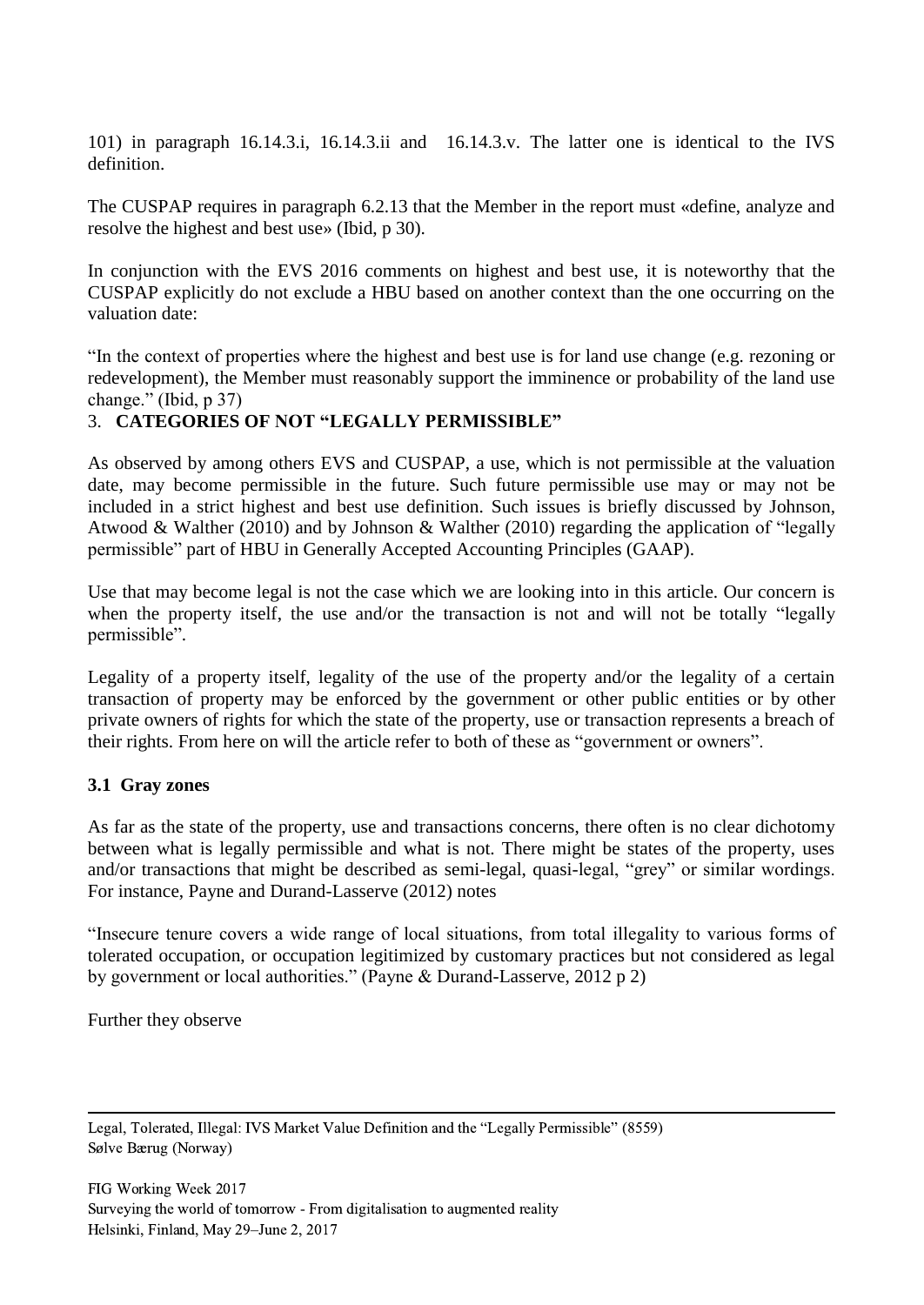101) in paragraph 16.14.3.i, 16.14.3.ii and 16.14.3.v. The latter one is identical to the IVS definition.

The CUSPAP requires in paragraph 6.2.13 that the Member in the report must «define, analyze and resolve the highest and best use» (Ibid, p 30).

In conjunction with the EVS 2016 comments on highest and best use, it is noteworthy that the CUSPAP explicitly do not exclude a HBU based on another context than the one occurring on the valuation date:

"In the context of properties where the highest and best use is for land use change (e.g. rezoning or redevelopment), the Member must reasonably support the imminence or probability of the land use change." (Ibid, p 37)

## 3. CATEGORIES OF NOT "LEGALLY PERMISSIBLE"

As observed by among others EVS and CUSPAP, a use, which is not permissible at the valuation date, may become permissible in the future. Such future permissible use may or may not be included in a strict highest and best use definition. Such issues is briefly discussed by Johnson, Atwood & Walther (2010) and by Johnson & Walther (2010) regarding the application of "legally permissible" part of HBU in Generally Accepted Accounting Principles (GAAP).

Use that may become legal is not the case which we are looking into in this article. Our concern is when the property itself, the use and/or the transaction is not and will not be totally "legally permissible".

Legality of a property itself, legality of the use of the property and/or the legality of a certain transaction of property may be enforced by the government or other public entities or by other private owners of rights for which the state of the property, use or transaction represents a breach of their rights. From here on will the article refer to both of these as "government or owners".

### 3.1 Gray zones

As far as the state of the property, use and transactions concerns, there often is no clear dichotomy between what is legally permissible and what is not. There might be states of the property, uses and/or transactions that might be described as semi-legal, quasi-legal, "grey" or similar wordings. For instance, Payne and Durand-Lasserve (2012) notes

"Insecure tenure covers a wide range of local situations, from total illegality to various forms of tolerated occupation, or occupation legitimized by customary practices but not considered as legal by government or local authorities." (Payne & Durand-Lasserve, 2012 p 2)

Further they observe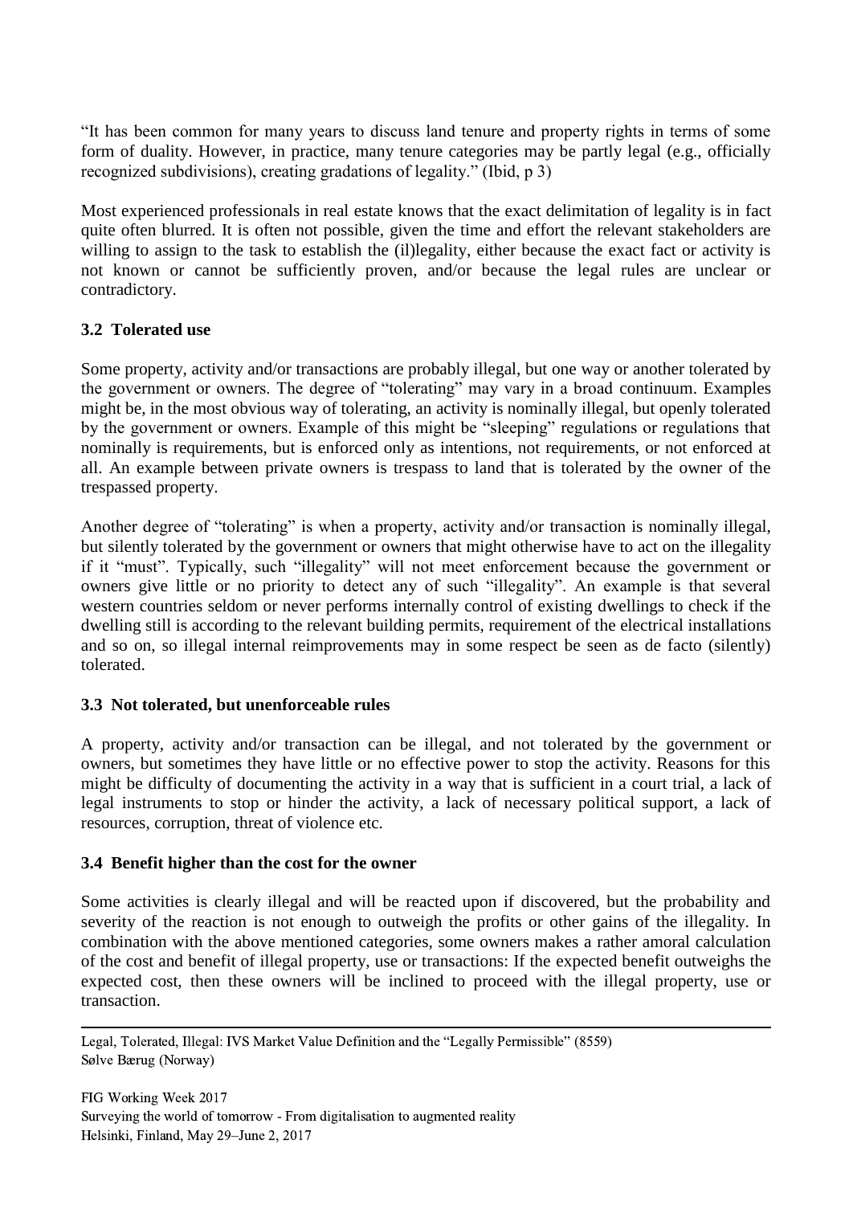"It has been common for many years to discuss land tenure and property rights in terms of some form of duality. However, in practice, many tenure categories may be partly legal (e.g., officially recognized subdivisions), creating gradations of legality." (Ibid, p 3)

Most experienced professionals in real estate knows that the exact delimitation of legality is in fact quite often blurred. It is often not possible, given the time and effort the relevant stakeholders are willing to assign to the task to establish the (il)legality, either because the exact fact or activity is not known or cannot be sufficiently proven, and/or because the legal rules are unclear or contradictory.

### 3.2 Tolerated use

Some property, activity and/or transactions are probably illegal, but one way or another tolerated by the government or owners. The degree of "tolerating" may vary in a broad continuum. Examples might be, in the most obvious way of tolerating, an activity is nominally illegal, but openly tolerated by the government or owners. Example of this might be "sleeping" regulations or regulations that nominally is requirements, but is enforced only as intentions, not requirements, or not enforced at all. An example between private owners is trespass to land that is tolerated by the owner of the trespassed property.

Another degree of "tolerating" is when a property, activity and/or transaction is nominally illegal, but silently tolerated by the government or owners that might otherwise have to act on the illegality if it "must". Typically, such "illegality" will not meet enforcement because the government or owners give little or no priority to detect any of such "illegality". An example is that several western countries seldom or never performs internally control of existing dwellings to check if the dwelling still is according to the relevant building permits, requirement of the electrical installations and so on, so illegal internal reimprovements may in some respect be seen as de facto (silently) tolerated.

### 3.3 Not tolerated, but unenforceable rules

A property, activity and/or transaction can be illegal, and not tolerated by the government or owners, but sometimes they have little or no effective power to stop the activity. Reasons for this might be difficulty of documenting the activity in a way that is sufficient in a court trial, a lack of legal instruments to stop or hinder the activity, a lack of necessary political support, a lack of resources, corruption, threat of violence etc.

### 3.4 Benefit higher than the cost for the owner

Some activities is clearly illegal and will be reacted upon if discovered, but the probability and severity of the reaction is not enough to outweigh the profits or other gains of the illegality. In combination with the above mentioned categories, some owners makes a rather amoral calculation of the cost and benefit of illegal property, use or transactions: If the expected benefit outweighs the expected cost, then these owners will be inclined to proceed with the illegal property, use or transaction.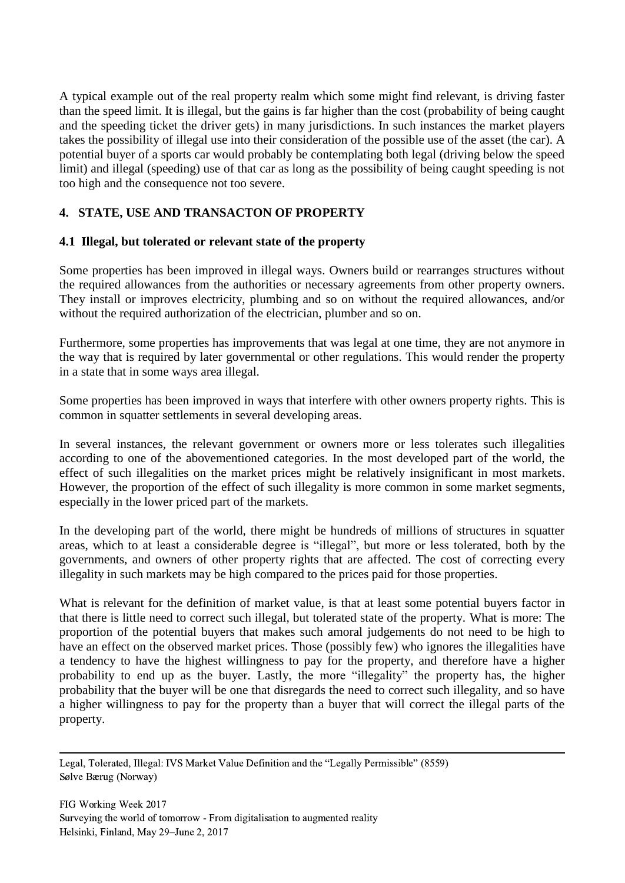A typical example out of the real property realm which some might find relevant, is driving faster than the speed limit. It is illegal, but the gains is far higher than the cost (probability of being caught and the speeding ticket the driver gets) in many jurisdictions. In such instances the market players takes the possibility of illegal use into their consideration of the possible use of the asset (the car). A potential buyer of a sports car would probably be contemplating both legal (driving below the speed limit) and illegal (speeding) use of that car as long as the possibility of being caught speeding is not too high and the consequence not too severe.

## 4. STATE, USE AND TRANSACTON OF PROPERTY

### 4.1 Illegal, but tolerated or relevant state of the property

Some properties has been improved in illegal ways. Owners build or rearranges structures without the required allowances from the authorities or necessary agreements from other property owners. They install or improves electricity, plumbing and so on without the required allowances, and/or without the required authorization of the electrician, plumber and so on.

Furthermore, some properties has improvements that was legal at one time, they are not anymore in the way that is required by later governmental or other regulations. This would render the property in a state that in some ways area illegal.

Some properties has been improved in ways that interfere with other owners property rights. This is common in squatter settlements in several developing areas.

In several instances, the relevant government or owners more or less tolerates such illegalities according to one of the abovementioned categories. In the most developed part of the world, the effect of such illegalities on the market prices might be relatively insignificant in most markets. However, the proportion of the effect of such illegality is more common in some market segments, especially in the lower priced part of the markets.

In the developing part of the world, there might be hundreds of millions of structures in squatter areas, which to at least a considerable degree is "illegal", but more or less tolerated, both by the governments, and owners of other property rights that are affected. The cost of correcting every illegality in such markets may be high compared to the prices paid for those properties.

What is relevant for the definition of market value, is that at least some potential buyers factor in that there is little need to correct such illegal, but tolerated state of the property. What is more: The proportion of the potential buyers that makes such amoral judgements do not need to be high to have an effect on the observed market prices. Those (possibly few) who ignores the illegalities have a tendency to have the highest willingness to pay for the property, and therefore have a higher probability to end up as the buyer. Lastly, the more "illegality" the property has, the higher probability that the buyer will be one that disregards the need to correct such illegality, and so have a higher willingness to pay for the property than a buyer that will correct the illegal parts of the property.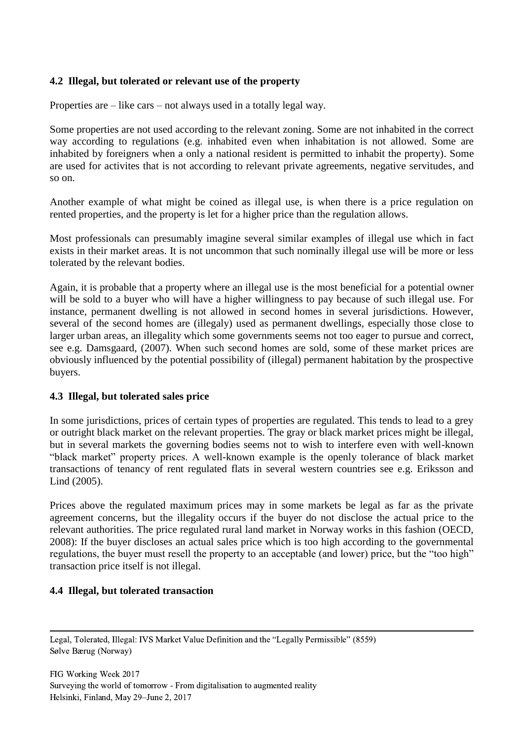### 4.2 Illegal, but tolerated or relevant use of the property

Properties are – like cars – not always used in a totally legal way.

Some properties are not used according to the relevant zoning. Some are not inhabited in the correct way according to regulations (e.g. inhabited even when inhabitation is not allowed. Some are inhabited by foreigners when a only a national resident is permitted to inhabit the property). Some are used for activites that is not according to relevant private agreements, negative servitudes, and so on.

Another example of what might be coined as illegal use, is when there is a price regulation on rented properties, and the property is let for a higher price than the regulation allows.

Most professionals can presumably imagine several similar examples of illegal use which in fact exists in their market areas. It is not uncommon that such nominally illegal use will be more or less tolerated by the relevant bodies.

Again, it is probable that a property where an illegal use is the most beneficial for a potential owner will be sold to a buyer who will have a higher willingness to pay because of such illegal use. For instance, permanent dwelling is not allowed in second homes in several jurisdictions. However, several of the second homes are (illegaly) used as permanent dwellings, especially those close to larger urban areas, an illegality which some governments seems not too eager to pursue and correct, see e.g. Damsgaard, (2007). When such second homes are sold, some of these market prices are obviously influenced by the potential possibility of (illegal) permanent habitation by the prospective buyers.

### 4.3 Illegal, but tolerated sales price

In some jurisdictions, prices of certain types of properties are regulated. This tends to lead to a grey or outright black market on the relevant properties. The gray or black market prices might be illegal, but in several markets the governing bodies seems not to wish to interfere even with well-known "black market" property prices. A well-known example is the openly tolerance of black market transactions of tenancy of rent regulated flats in several western countries see e.g. Eriksson and Lind (2005).

Prices above the regulated maximum prices may in some markets be legal as far as the private agreement concerns, but the illegality occurs if the buyer do not disclose the actual price to the relevant authorities. The price regulated rural land market in Norway works in this fashion (OECD, 2008): If the buyer discloses an actual sales price which is too high according to the governmental regulations, the buyer must resell the property to an acceptable (and lower) price, but the "too high" transaction price itself is not illegal.

### 4.4 Illegal, but tolerated transaction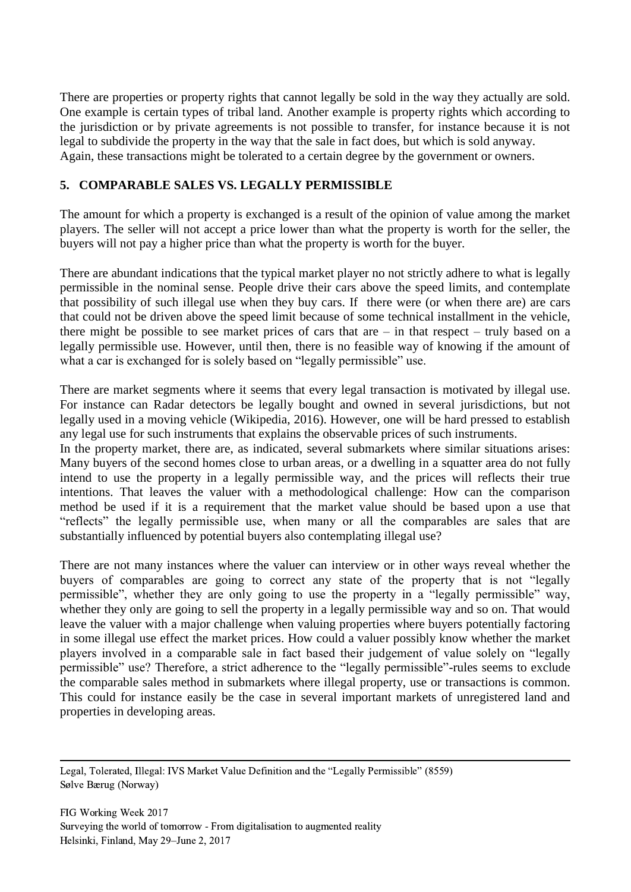There are properties or property rights that cannot legally be sold in the way they actually are sold. One example is certain types of tribal land. Another example is property rights which according to the jurisdiction or by private agreements is not possible to transfer, for instance because it is not legal to subdivide the property in the way that the sale in fact does, but which is sold anyway. Again, these transactions might be tolerated to a certain degree by the government or owners.

## 5. COMPARABLE SALES VS. LEGALLY PERMISSIBLE

The amount for which a property is exchanged is a result of the opinion of value among the market players. The seller will not accept a price lower than what the property is worth for the seller, the buyers will not pay a higher price than what the property is worth for the buyer.

There are abundant indications that the typical market player no not strictly adhere to what is legally permissible in the nominal sense. People drive their cars above the speed limits, and contemplate that possibility of such illegal use when they buy cars. If there were (or when there are) are cars that could not be driven above the speed limit because of some technical installment in the vehicle, there might be possible to see market prices of cars that are – in that respect – truly based on a legally permissible use. However, until then, there is no feasible way of knowing if the amount of what a car is exchanged for is solely based on "legally permissible" use.

There are market segments where it seems that every legal transaction is motivated by illegal use. For instance can Radar detectors be legally bought and owned in several jurisdictions, but not legally used in a moving vehicle (Wikipedia, 2016). However, one will be hard pressed to establish any legal use for such instruments that explains the observable prices of such instruments.
In the property market, there are, as indicated, several submarkets where similar situations arises: Many buyers of the second homes close to urban areas, or a dwelling in a squatter area do not fully intend to use the property in a legally permissible way, and the prices will reflects their true intentions. That leaves the valuer with a methodological challenge: How can the comparison method be used if it is a requirement that the market value should be based upon a use that "reflects" the legally permissible use, when many or all the comparables are sales that are substantially influenced by potential buyers also contemplating illegal use?

There are not many instances where the valuer can interview or in other ways reveal whether the buyers of comparables are going to correct any state of the property that is not "legally permissible", whether they are only going to use the property in a "legally permissible" way, whether they only are going to sell the property in a legally permissible way and so on. That would leave the valuer with a major challenge when valuing properties where buyers potentially factoring in some illegal use effect the market prices. How could a valuer possibly know whether the market players involved in a comparable sale in fact based their judgement of value solely on "legally permissible" use? Therefore, a strict adherence to the "legally permissible"-rules seems to exclude the comparable sales method in submarkets where illegal property, use or transactions is common. This could for instance easily be the case in several important markets of unregistered land and properties in developing areas.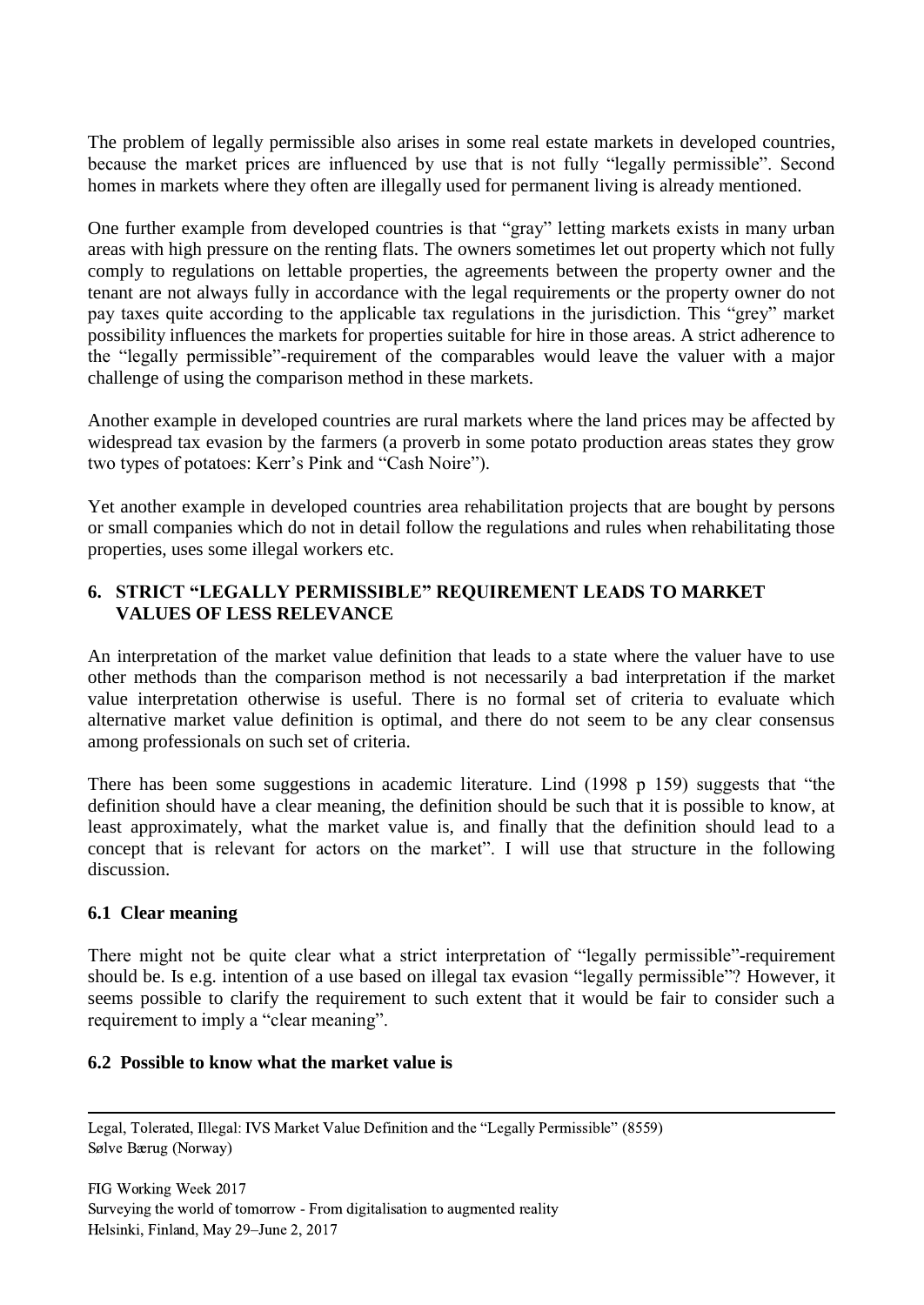The problem of legally permissible also arises in some real estate markets in developed countries, because the market prices are influenced by use that is not fully "legally permissible". Second homes in markets where they often are illegally used for permanent living is already mentioned.

One further example from developed countries is that "gray" letting markets exists in many urban areas with high pressure on the renting flats. The owners sometimes let out property which not fully comply to regulations on lettable properties, the agreements between the property owner and the tenant are not always fully in accordance with the legal requirements or the property owner do not pay taxes quite according to the applicable tax regulations in the jurisdiction. This "grey" market possibility influences the markets for properties suitable for hire in those areas. A strict adherence to the "legally permissible"-requirement of the comparables would leave the valuer with a major challenge of using the comparison method in these markets.

Another example in developed countries are rural markets where the land prices may be affected by widespread tax evasion by the farmers (a proverb in some potato production areas states they grow two types of potatoes: Kerr's Pink and "Cash Noire").

Yet another example in developed countries area rehabilitation projects that are bought by persons or small companies which do not in detail follow the regulations and rules when rehabilitating those properties, uses some illegal workers etc.

## 6. STRICT "LEGALLY PERMISSIBLE" REQUIREMENT LEADS TO MARKET VALUES OF LESS RELEVANCE

An interpretation of the market value definition that leads to a state where the valuer have to use other methods than the comparison method is not necessarily a bad interpretation if the market value interpretation otherwise is useful. There is no formal set of criteria to evaluate which alternative market value definition is optimal, and there do not seem to be any clear consensus among professionals on such set of criteria.

There has been some suggestions in academic literature. Lind (1998 p 159) suggests that "the definition should have a clear meaning, the definition should be such that it is possible to know, at least approximately, what the market value is, and finally that the definition should lead to a concept that is relevant for actors on the market". I will use that structure in the following discussion.

### 6.1 Clear meaning

There might not be quite clear what a strict interpretation of "legally permissible"-requirement should be. Is e.g. intention of a use based on illegal tax evasion "legally permissible"? However, it seems possible to clarify the requirement to such extent that it would be fair to consider such a requirement to imply a "clear meaning".

### 6.2 Possible to know what the market value is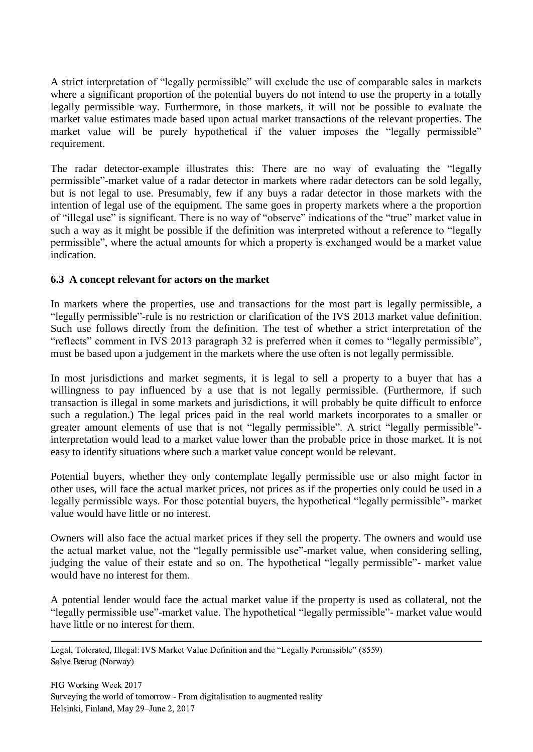A strict interpretation of "legally permissible" will exclude the use of comparable sales in markets where a significant proportion of the potential buyers do not intend to use the property in a totally legally permissible way. Furthermore, in those markets, it will not be possible to evaluate the market value estimates made based upon actual market transactions of the relevant properties. The market value will be purely hypothetical if the valuer imposes the "legally permissible" requirement.

The radar detector-example illustrates this: There are no way of evaluating the "legally permissible"-market value of a radar detector in markets where radar detectors can be sold legally, but is not legal to use. Presumably, few if any buys a radar detector in those markets with the intention of legal use of the equipment. The same goes in property markets where a the proportion of "illegal use" is significant. There is no way of "observe" indications of the "true" market value in such a way as it might be possible if the definition was interpreted without a reference to "legally permissible", where the actual amounts for which a property is exchanged would be a market value indication.

### 6.3 A concept relevant for actors on the market

In markets where the properties, use and transactions for the most part is legally permissible, a "legally permissible"-rule is no restriction or clarification of the IVS 2013 market value definition. Such use follows directly from the definition. The test of whether a strict interpretation of the "reflects" comment in IVS 2013 paragraph 32 is preferred when it comes to "legally permissible", must be based upon a judgement in the markets where the use often is not legally permissible.

In most jurisdictions and market segments, it is legal to sell a property to a buyer that has a willingness to pay influenced by a use that is not legally permissible. (Furthermore, if such transaction is illegal in some markets and jurisdictions, it will probably be quite difficult to enforce such a regulation.) The legal prices paid in the real world markets incorporates to a smaller or greater amount elements of use that is not "legally permissible". A strict "legally permissible"-interpretation would lead to a market value lower than the probable price in those market. It is not easy to identify situations where such a market value concept would be relevant.

Potential buyers, whether they only contemplate legally permissible use or also might factor in other uses, will face the actual market prices, not prices as if the properties only could be used in a legally permissible ways. For those potential buyers, the hypothetical "legally permissible"- market value would have little or no interest.

Owners will also face the actual market prices if they sell the property. The owners and would use the actual market value, not the "legally permissible use"-market value, when considering selling, judging the value of their estate and so on. The hypothetical "legally permissible"- market value would have no interest for them.

A potential lender would face the actual market value if the property is used as collateral, not the "legally permissible use"-market value. The hypothetical "legally permissible"- market value would have little or no interest for them.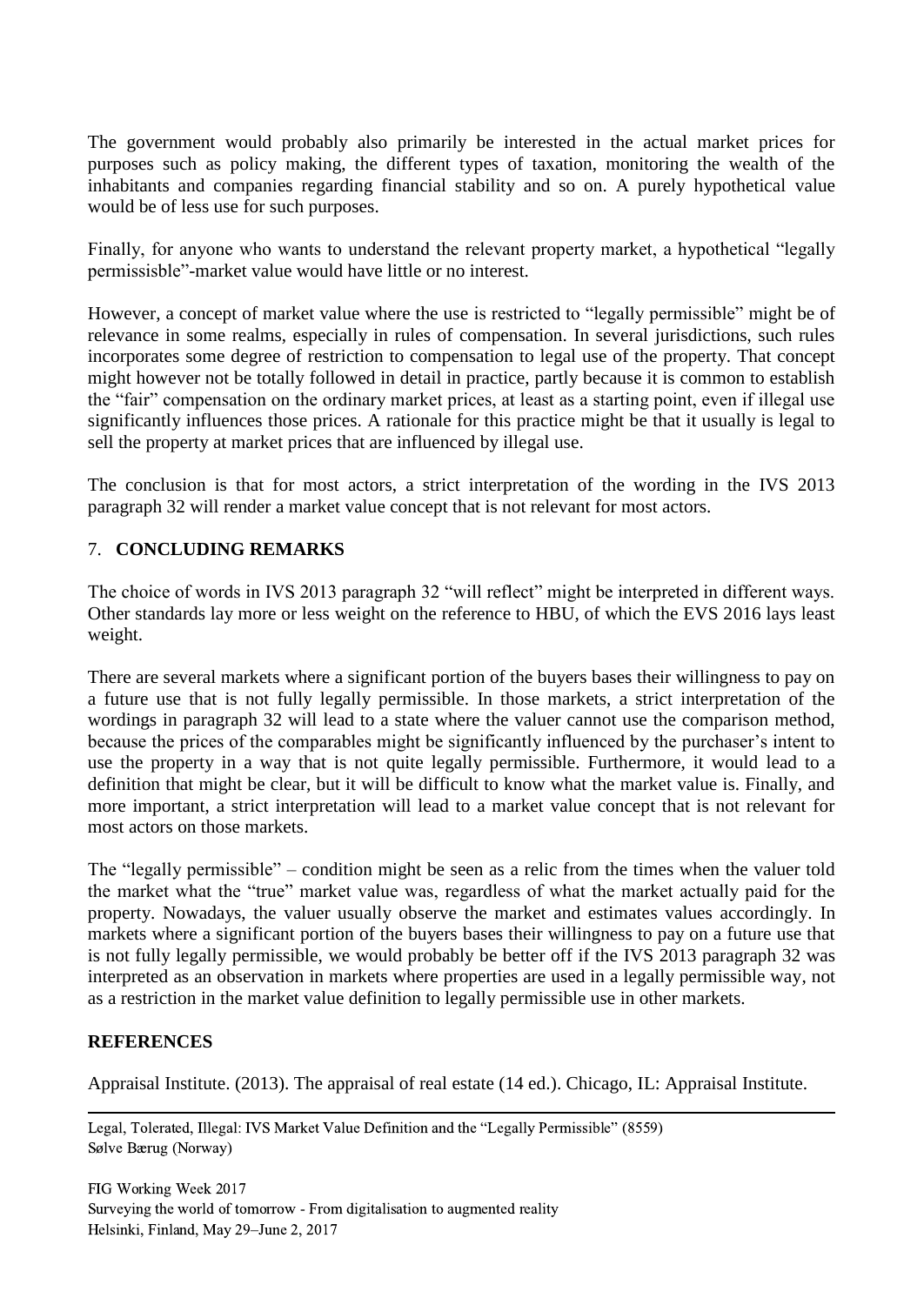The government would probably also primarily be interested in the actual market prices for purposes such as policy making, the different types of taxation, monitoring the wealth of the inhabitants and companies regarding financial stability and so on. A purely hypothetical value would be of less use for such purposes.

Finally, for anyone who wants to understand the relevant property market, a hypothetical "legally permissisble"-market value would have little or no interest.

However, a concept of market value where the use is restricted to "legally permissible" might be of relevance in some realms, especially in rules of compensation. In several jurisdictions, such rules incorporates some degree of restriction to compensation to legal use of the property. That concept might however not be totally followed in detail in practice, partly because it is common to establish the "fair" compensation on the ordinary market prices, at least as a starting point, even if illegal use significantly influences those prices. A rationale for this practice might be that it usually is legal to sell the property at market prices that are influenced by illegal use.

The conclusion is that for most actors, a strict interpretation of the wording in the IVS 2013 paragraph 32 will render a market value concept that is not relevant for most actors.

## 7. CONCLUDING REMARKS

The choice of words in IVS 2013 paragraph 32 "will reflect" might be interpreted in different ways. Other standards lay more or less weight on the reference to HBU, of which the EVS 2016 lays least weight.

There are several markets where a significant portion of the buyers bases their willingness to pay on a future use that is not fully legally permissible. In those markets, a strict interpretation of the wordings in paragraph 32 will lead to a state where the valuer cannot use the comparison method, because the prices of the comparables might be significantly influenced by the purchaser's intent to use the property in a way that is not quite legally permissible. Furthermore, it would lead to a definition that might be clear, but it will be difficult to know what the market value is. Finally, and more important, a strict interpretation will lead to a market value concept that is not relevant for most actors on those markets.

The "legally permissible" – condition might be seen as a relic from the times when the valuer told the market what the "true" market value was, regardless of what the market actually paid for the property. Nowadays, the valuer usually observe the market and estimates values accordingly. In markets where a significant portion of the buyers bases their willingness to pay on a future use that is not fully legally permissible, we would probably be better off if the IVS 2013 paragraph 32 was interpreted as an observation in markets where properties are used in a legally permissible way, not as a restriction in the market value definition to legally permissible use in other markets.

## REFERENCES

Appraisal Institute. (2013). The appraisal of real estate (14 ed.). Chicago, IL: Appraisal Institute.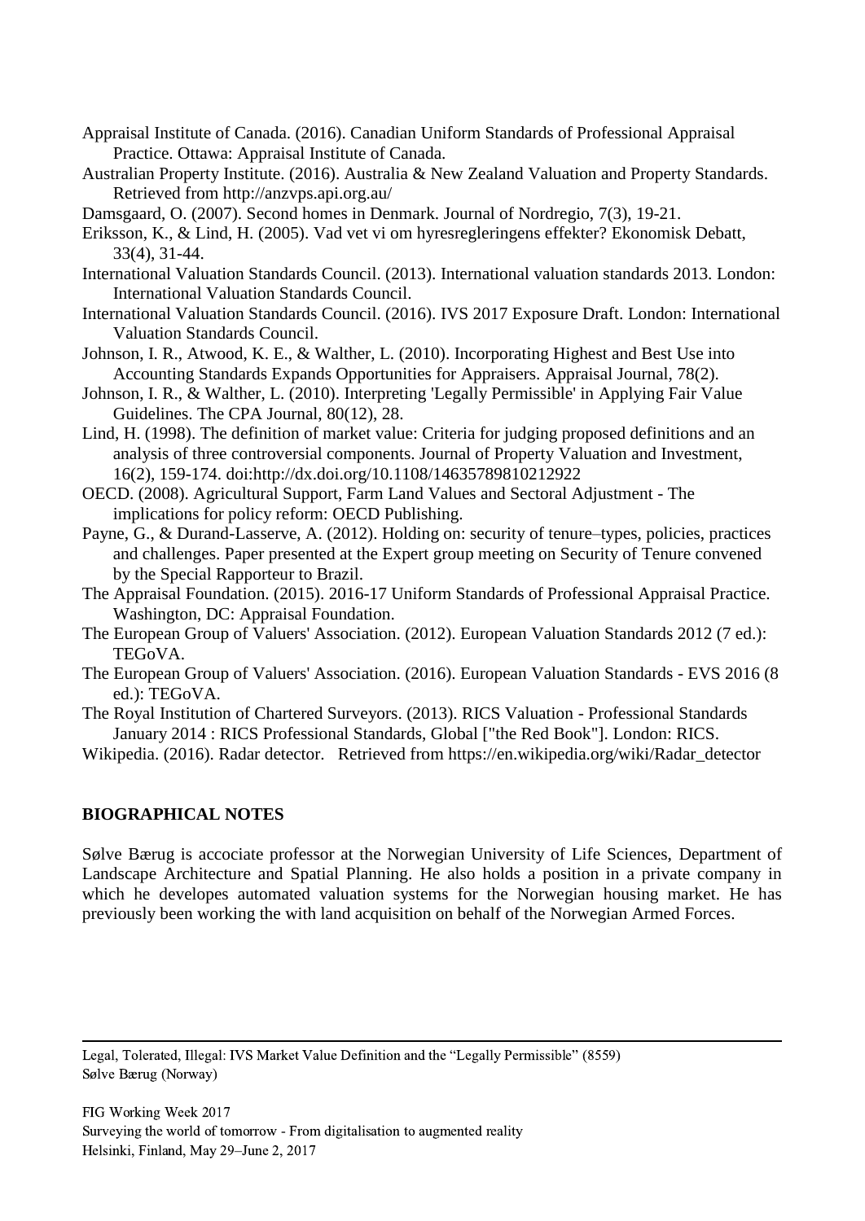Appraisal Institute of Canada. (2016). Canadian Uniform Standards of Professional Appraisal Practice. Ottawa: Appraisal Institute of Canada.

Australian Property Institute. (2016). Australia & New Zealand Valuation and Property Standards. Retrieved from http://anzvps.api.org.au/

Damsgaard, O. (2007). Second homes in Denmark. Journal of Nordregio, 7(3), 19-21.

Eriksson, K., & Lind, H. (2005). Vad vet vi om hyresregleringens effekter? Ekonomisk Debatt, 33(4), 31-44.

International Valuation Standards Council. (2013). International valuation standards 2013. London: International Valuation Standards Council.

International Valuation Standards Council. (2016). IVS 2017 Exposure Draft. London: International Valuation Standards Council.

Johnson, I. R., Atwood, K. E., & Walther, L. (2010). Incorporating Highest and Best Use into Accounting Standards Expands Opportunities for Appraisers. Appraisal Journal, 78(2).

Johnson, I. R., & Walther, L. (2010). Interpreting 'Legally Permissible' in Applying Fair Value Guidelines. The CPA Journal, 80(12), 28.

Lind, H. (1998). The definition of market value: Criteria for judging proposed definitions and an analysis of three controversial components. Journal of Property Valuation and Investment, 16(2), 159-174. doi:http://dx.doi.org/10.1108/14635789810212922

OECD. (2008). Agricultural Support, Farm Land Values and Sectoral Adjustment - The implications for policy reform: OECD Publishing.

Payne, G., & Durand-Lasserve, A. (2012). Holding on: security of tenure–types, policies, practices and challenges. Paper presented at the Expert group meeting on Security of Tenure convened by the Special Rapporteur to Brazil.

The Appraisal Foundation. (2015). 2016-17 Uniform Standards of Professional Appraisal Practice. Washington, DC: Appraisal Foundation.

The European Group of Valuers' Association. (2012). European Valuation Standards 2012 (7 ed.): TEGoVA.

The European Group of Valuers' Association. (2016). European Valuation Standards - EVS 2016 (8 ed.): TEGoVA.

The Royal Institution of Chartered Surveyors. (2013). RICS Valuation - Professional Standards January 2014 : RICS Professional Standards, Global ["the Red Book"]. London: RICS.

Wikipedia. (2016). Radar detector. Retrieved from https://en.wikipedia.org/wiki/Radar_detector

## BIOGRAPHICAL NOTES

Sølve Bærug is accociate professor at the Norwegian University of Life Sciences, Department of Landscape Architecture and Spatial Planning. He also holds a position in a private company in which he developes automated valuation systems for the Norwegian housing market. He has previously been working the with land acquisition on behalf of the Norwegian Armed Forces.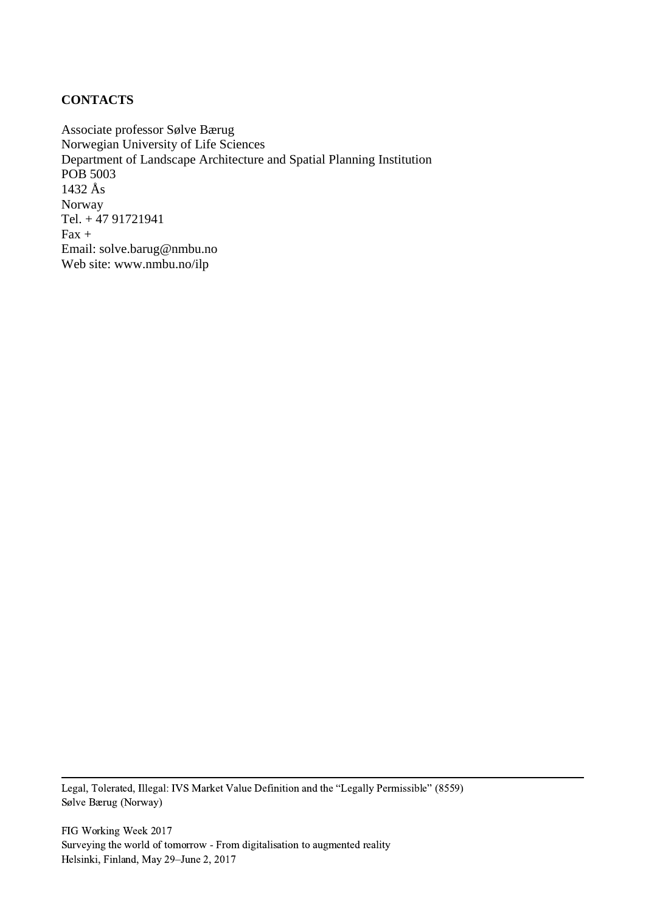## CONTACTS

Associate professor Sølve Bærug
Norwegian University of Life Sciences
Department of Landscape Architecture and Spatial Planning Institution
POB 5003
1432 Ås
Norway
Tel. + 47 91721941
Fax +
Email: solve.barug@nmbu.no
Web site: www.nmbu.no/ilp